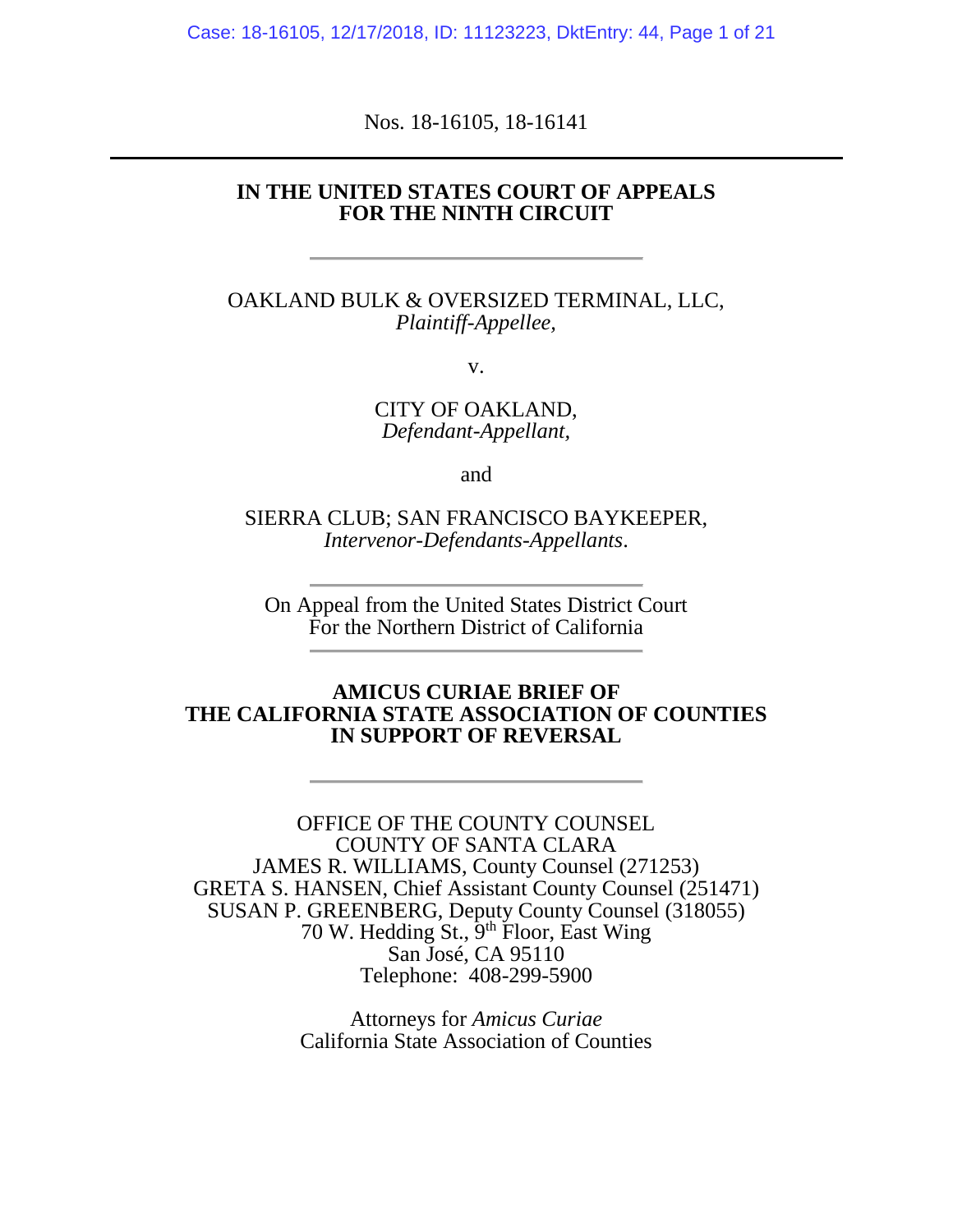Nos. 18-16105, 18-16141

---

**IN THE UNITED STATES COURT OF APPEALS**
**FOR THE NINTH CIRCUIT**

---

OAKLAND BULK & OVERSIZED TERMINAL, LLC,
*Plaintiff-Appellee,*

v.

CITY OF OAKLAND,
*Defendant-Appellant,*

and

SIERRA CLUB; SAN FRANCISCO BAYKEEPER,
*Intervenor-Defendants-Appellants*.

---

On Appeal from the United States District Court
For the Northern District of California

---

**AMICUS CURIAE BRIEF OF**
**THE CALIFORNIA STATE ASSOCIATION OF COUNTIES**
**IN SUPPORT OF REVERSAL**

---

OFFICE OF THE COUNTY COUNSEL
COUNTY OF SANTA CLARA
JAMES R. WILLIAMS, County Counsel (271253)
GRETA S. HANSEN, Chief Assistant County Counsel (251471)
SUSAN P. GREENBERG, Deputy County Counsel (318055)
70 W. Hedding St., 9th Floor, East Wing
San José, CA 95110
Telephone: 408-299-5900

Attorneys for *Amicus Curiae*
California State Association of Counties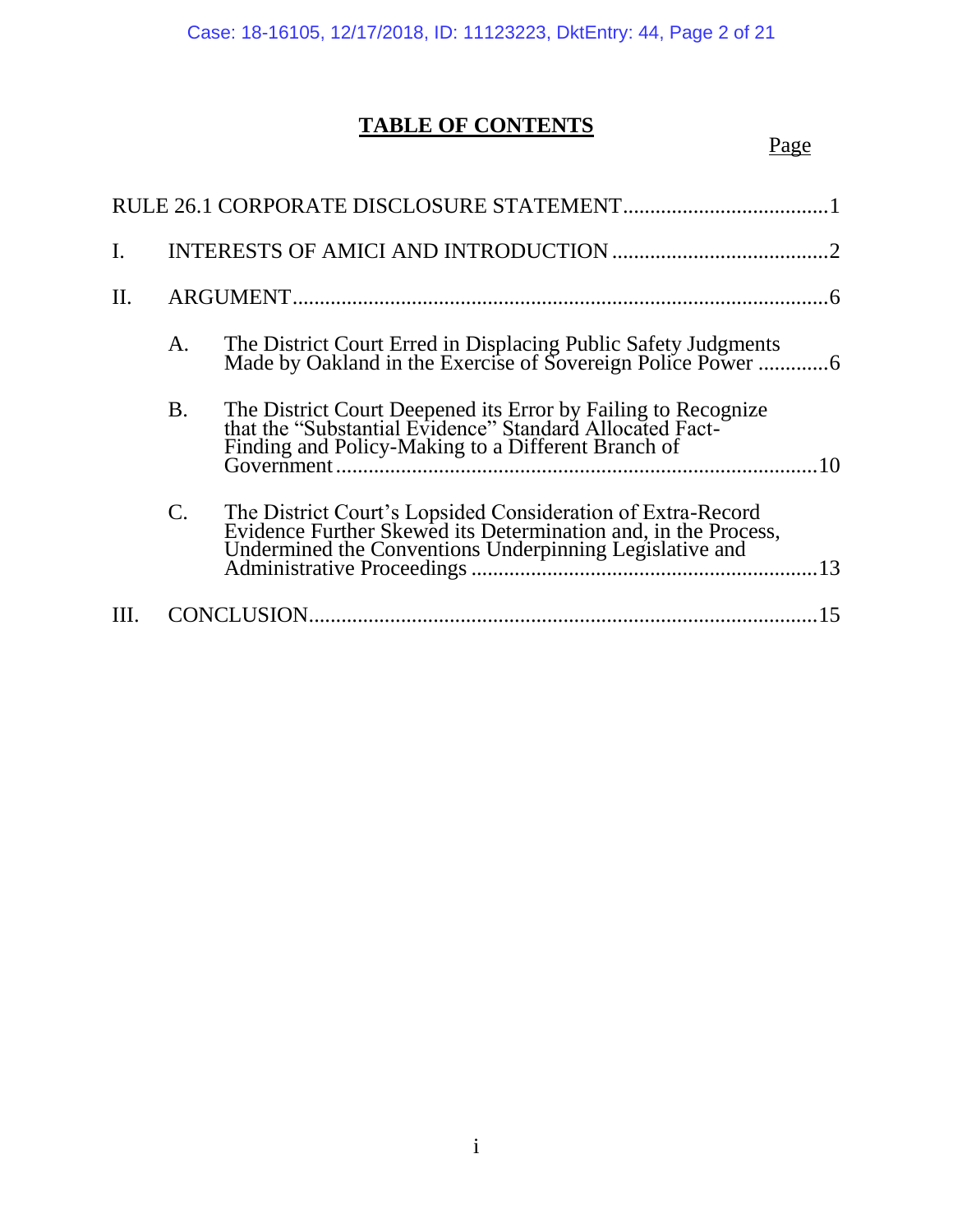# TABLE OF CONTENTS

| | | Page |
|---|---|---|
| RULE 26.1 CORPORATE DISCLOSURE STATEMENT | | 1 |
| I. | INTERESTS OF AMICI AND INTRODUCTION | 2 |
| II. | ARGUMENT | 6 |
| | A. The District Court Erred in Displacing Public Safety Judgments Made by Oakland in the Exercise of Sovereign Police Power | 6 |
| | B. The District Court Deepened its Error by Failing to Recognize that the "Substantial Evidence" Standard Allocated Fact-Finding and Policy-Making to a Different Branch of Government | 10 |
| | C. The District Court's Lopsided Consideration of Extra-Record Evidence Further Skewed its Determination and, in the Process, Undermined the Conventions Underpinning Legislative and Administrative Proceedings | 13 |
| III. | CONCLUSION | 15 |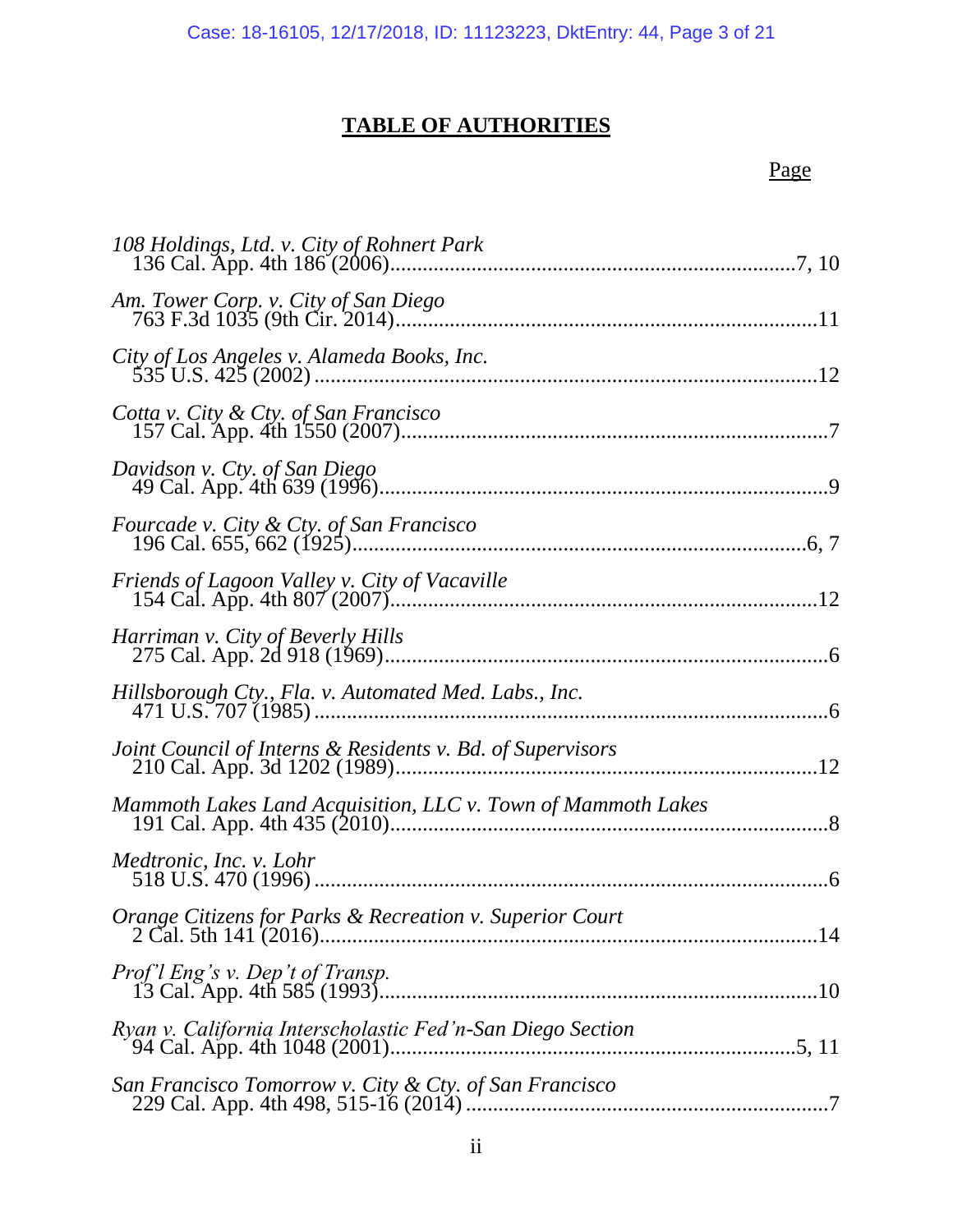# TABLE OF AUTHORITIES

| | Page |
|---|---|
| *108 Holdings, Ltd. v. City of Rohnert Park* 136 Cal. App. 4th 186 (2006) | 7, 10 |
| *Am. Tower Corp. v. City of San Diego* 763 F.3d 1035 (9th Cir. 2014) | 11 |
| *City of Los Angeles v. Alameda Books, Inc.* 535 U.S. 425 (2002) | 12 |
| *Cotta v. City & Cty. of San Francisco* 157 Cal. App. 4th 1550 (2007) | 7 |
| *Davidson v. Cty. of San Diego* 49 Cal. App. 4th 639 (1996) | 9 |
| *Fourcade v. City & Cty. of San Francisco* 196 Cal. 655, 662 (1925) | 6, 7 |
| *Friends of Lagoon Valley v. City of Vacaville* 154 Cal. App. 4th 807 (2007) | 12 |
| *Harriman v. City of Beverly Hills* 275 Cal. App. 2d 918 (1969) | 6 |
| *Hillsborough Cty., Fla. v. Automated Med. Labs., Inc.* 471 U.S. 707 (1985) | 6 |
| *Joint Council of Interns & Residents v. Bd. of Supervisors* 210 Cal. App. 3d 1202 (1989) | 12 |
| *Mammoth Lakes Land Acquisition, LLC v. Town of Mammoth Lakes* 191 Cal. App. 4th 435 (2010) | 8 |
| *Medtronic, Inc. v. Lohr* 518 U.S. 470 (1996) | 6 |
| *Orange Citizens for Parks & Recreation v. Superior Court* 2 Cal. 5th 141 (2016) | 14 |
| *Prof'l Eng's v. Dep't of Transp.* 13 Cal. App. 4th 585 (1993) | 10 |
| *Ryan v. California Interscholastic Fed'n-San Diego Section* 94 Cal. App. 4th 1048 (2001) | 5, 11 |
| *San Francisco Tomorrow v. City & Cty. of San Francisco* 229 Cal. App. 4th 498, 515-16 (2014) | 7 |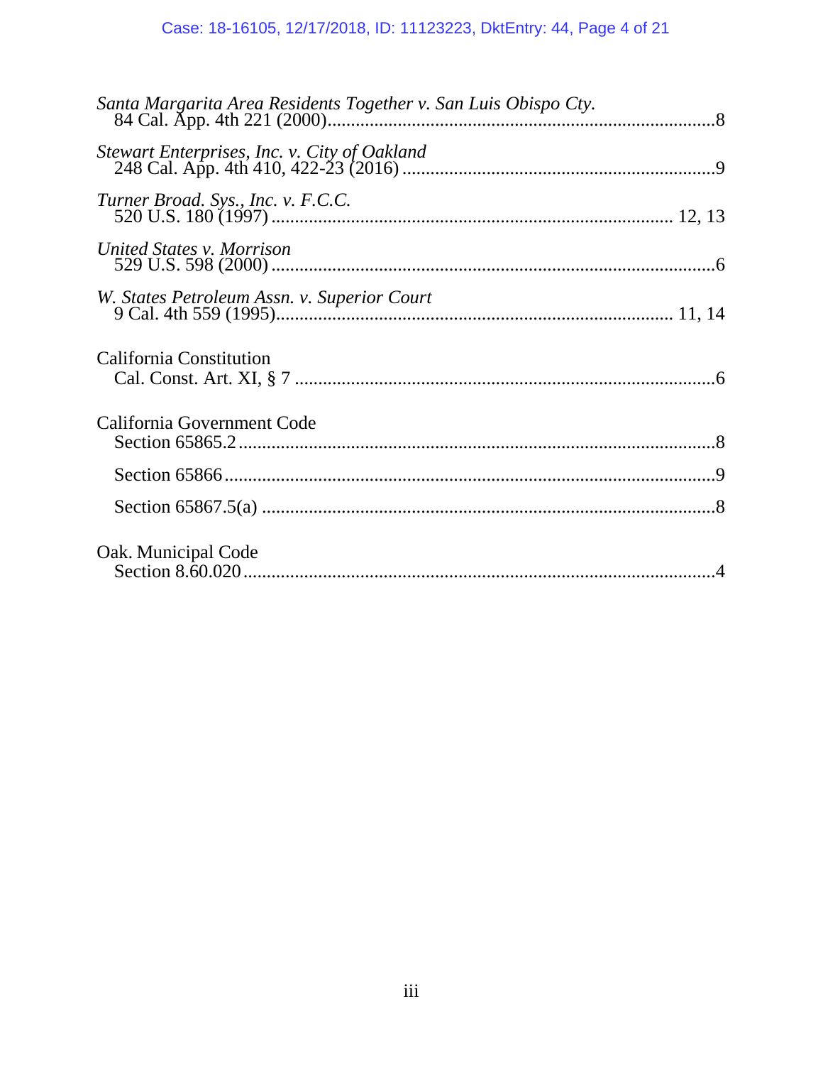*Santa Margarita Area Residents Together v. San Luis Obispo Cty.*
84 Cal. App. 4th 221 (2000)....................................................................................8

*Stewart Enterprises, Inc. v. City of Oakland*
248 Cal. App. 4th 410, 422-23 (2016) ....................................................................9

*Turner Broad. Sys., Inc. v. F.C.C.*
520 U.S. 180 (1997) ..................................................................................... 12, 13

*United States v. Morrison*
529 U.S. 598 (2000) ................................................................................................6

*W. States Petroleum Assn. v. Superior Court*
9 Cal. 4th 559 (1995)................................................................................... 11, 14

California Constitution
Cal. Const. Art. XI, § 7 ...........................................................................................6

California Government Code
Section 65865.2 .......................................................................................................8

Section 65866 ..........................................................................................................9

Section 65867.5(a) ..................................................................................................8

Oak. Municipal Code
Section 8.60.020 ......................................................................................................4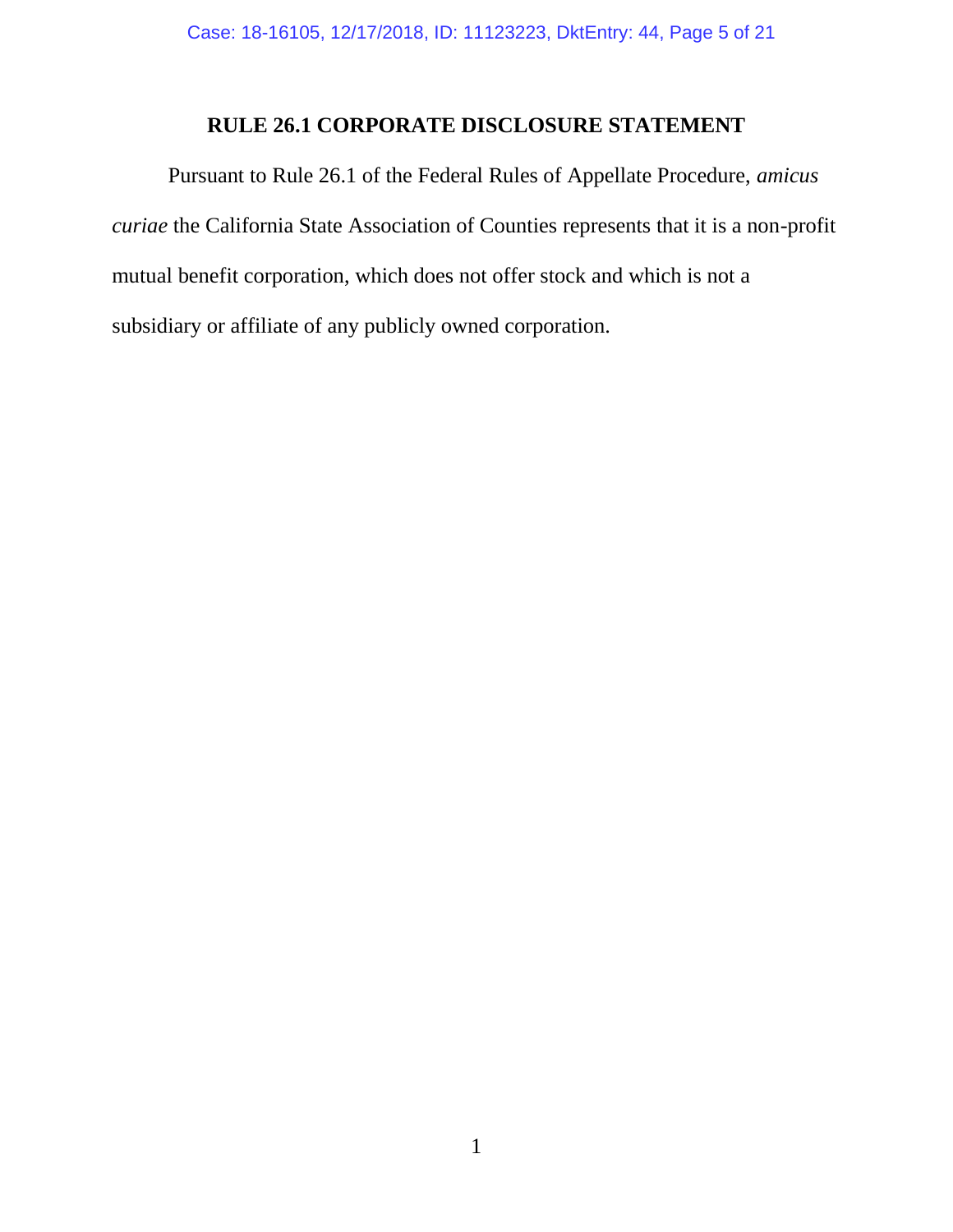## RULE 26.1 CORPORATE DISCLOSURE STATEMENT

Pursuant to Rule 26.1 of the Federal Rules of Appellate Procedure, *amicus curiae* the California State Association of Counties represents that it is a non-profit mutual benefit corporation, which does not offer stock and which is not a subsidiary or affiliate of any publicly owned corporation.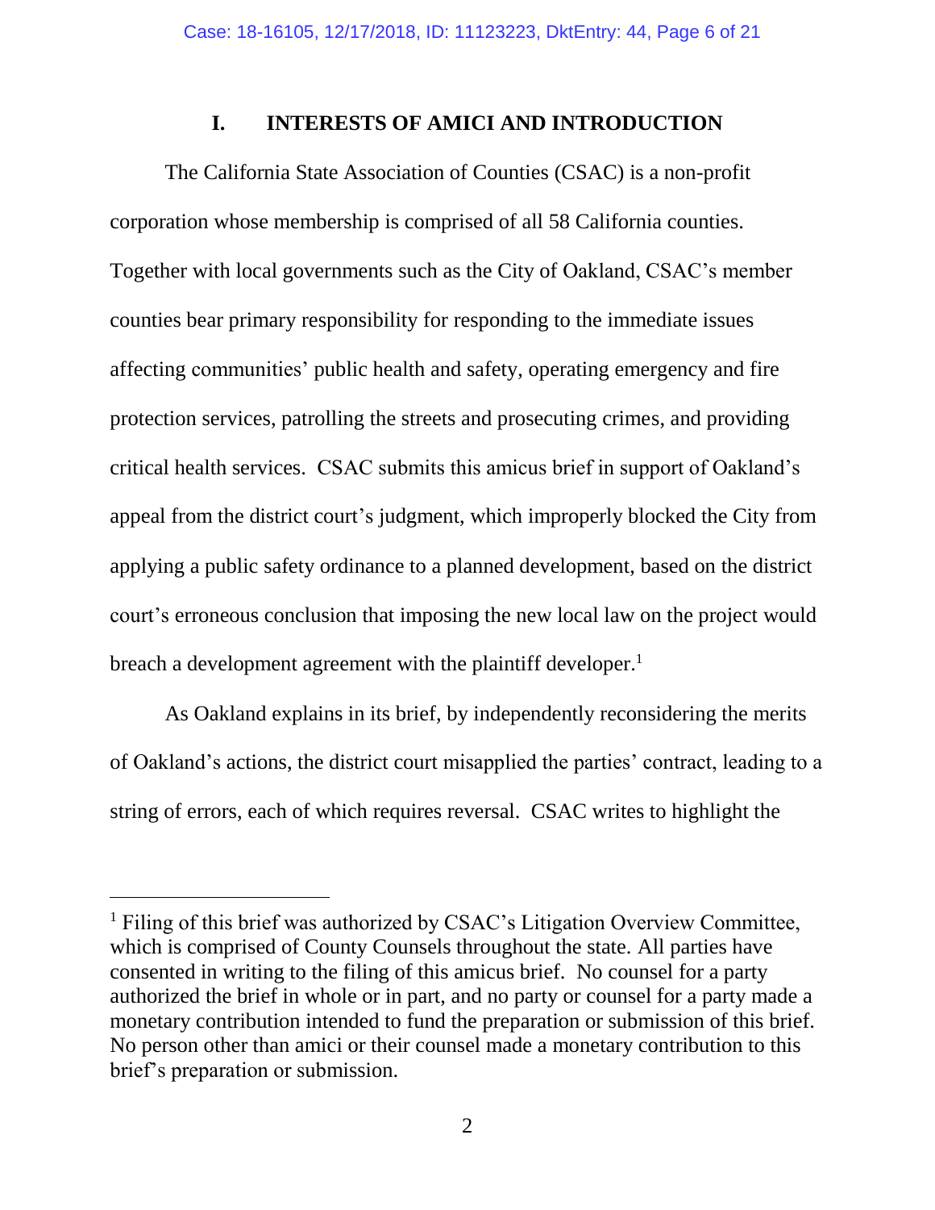## I. INTERESTS OF AMICI AND INTRODUCTION

The California State Association of Counties (CSAC) is a non-profit corporation whose membership is comprised of all 58 California counties. Together with local governments such as the City of Oakland, CSAC's member counties bear primary responsibility for responding to the immediate issues affecting communities' public health and safety, operating emergency and fire protection services, patrolling the streets and prosecuting crimes, and providing critical health services. CSAC submits this amicus brief in support of Oakland's appeal from the district court's judgment, which improperly blocked the City from applying a public safety ordinance to a planned development, based on the district court's erroneous conclusion that imposing the new local law on the project would breach a development agreement with the plaintiff developer.[1]

As Oakland explains in its brief, by independently reconsidering the merits of Oakland's actions, the district court misapplied the parties' contract, leading to a string of errors, each of which requires reversal. CSAC writes to highlight the

[1] Filing of this brief was authorized by CSAC's Litigation Overview Committee, which is comprised of County Counsels throughout the state. All parties have consented in writing to the filing of this amicus brief. No counsel for a party authorized the brief in whole or in part, and no party or counsel for a party made a monetary contribution intended to fund the preparation or submission of this brief. No person other than amici or their counsel made a monetary contribution to this brief's preparation or submission.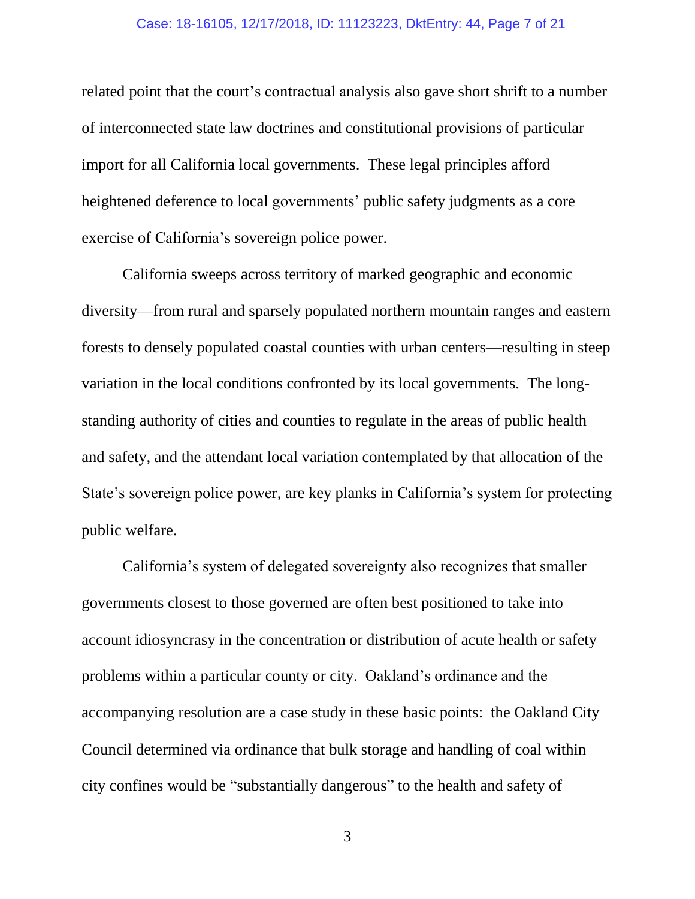related point that the court's contractual analysis also gave short shrift to a number of interconnected state law doctrines and constitutional provisions of particular import for all California local governments. These legal principles afford heightened deference to local governments' public safety judgments as a core exercise of California's sovereign police power.

California sweeps across territory of marked geographic and economic diversity—from rural and sparsely populated northern mountain ranges and eastern forests to densely populated coastal counties with urban centers—resulting in steep variation in the local conditions confronted by its local governments. The long-standing authority of cities and counties to regulate in the areas of public health and safety, and the attendant local variation contemplated by that allocation of the State's sovereign police power, are key planks in California's system for protecting public welfare.

California's system of delegated sovereignty also recognizes that smaller governments closest to those governed are often best positioned to take into account idiosyncrasy in the concentration or distribution of acute health or safety problems within a particular county or city. Oakland's ordinance and the accompanying resolution are a case study in these basic points: the Oakland City Council determined via ordinance that bulk storage and handling of coal within city confines would be "substantially dangerous" to the health and safety of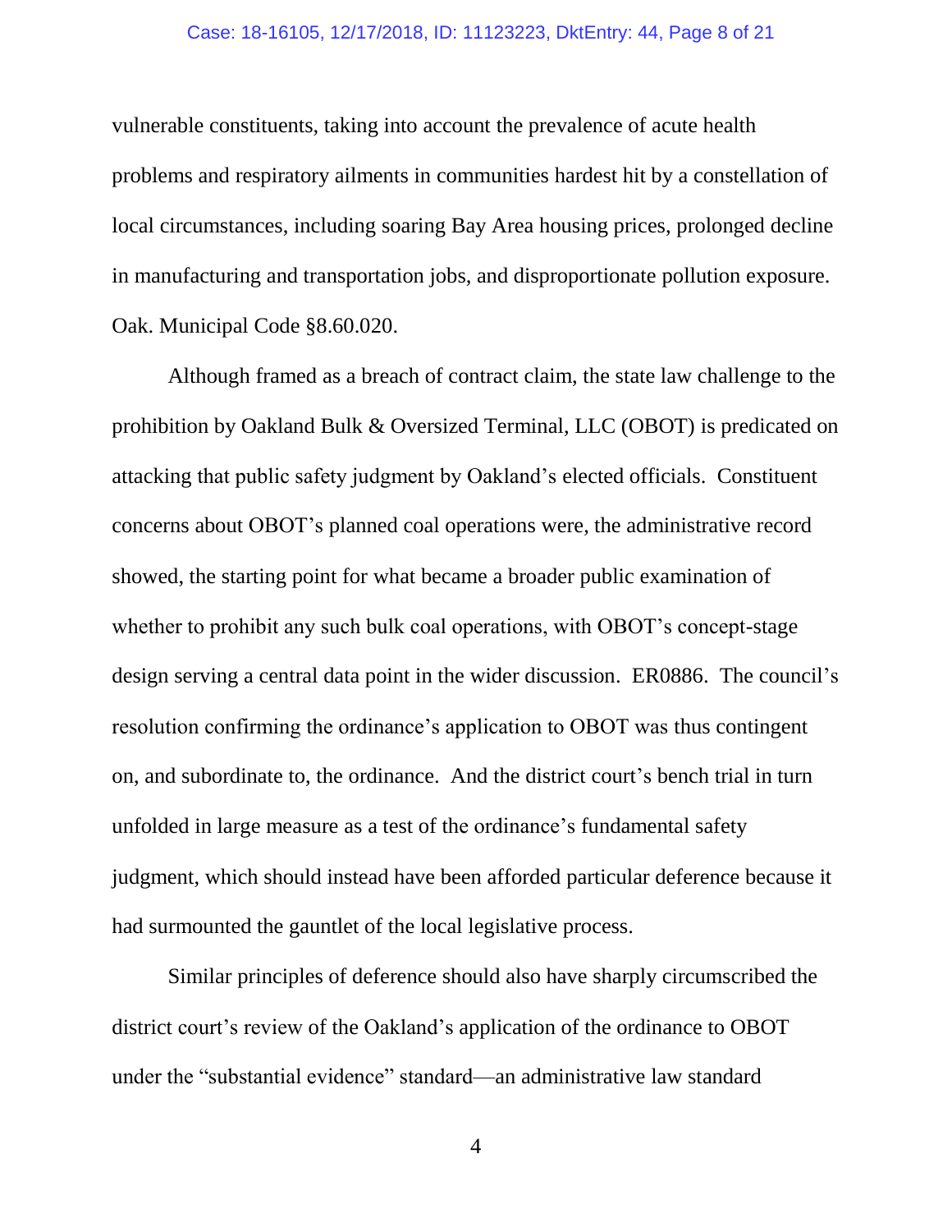vulnerable constituents, taking into account the prevalence of acute health problems and respiratory ailments in communities hardest hit by a constellation of local circumstances, including soaring Bay Area housing prices, prolonged decline in manufacturing and transportation jobs, and disproportionate pollution exposure. Oak. Municipal Code §8.60.020.

Although framed as a breach of contract claim, the state law challenge to the prohibition by Oakland Bulk & Oversized Terminal, LLC (OBOT) is predicated on attacking that public safety judgment by Oakland's elected officials. Constituent concerns about OBOT's planned coal operations were, the administrative record showed, the starting point for what became a broader public examination of whether to prohibit any such bulk coal operations, with OBOT's concept-stage design serving a central data point in the wider discussion. ER0886. The council's resolution confirming the ordinance's application to OBOT was thus contingent on, and subordinate to, the ordinance. And the district court's bench trial in turn unfolded in large measure as a test of the ordinance's fundamental safety judgment, which should instead have been afforded particular deference because it had surmounted the gauntlet of the local legislative process.

Similar principles of deference should also have sharply circumscribed the district court's review of the Oakland's application of the ordinance to OBOT under the "substantial evidence" standard—an administrative law standard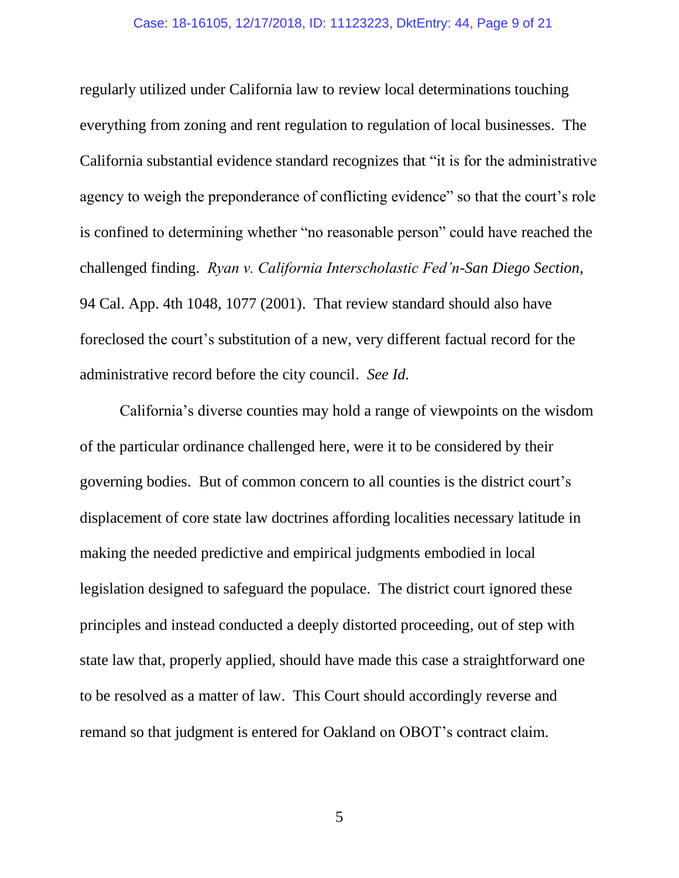regularly utilized under California law to review local determinations touching everything from zoning and rent regulation to regulation of local businesses. The California substantial evidence standard recognizes that "it is for the administrative agency to weigh the preponderance of conflicting evidence" so that the court's role is confined to determining whether "no reasonable person" could have reached the challenged finding. *Ryan v. California Interscholastic Fed'n-San Diego Section*, 94 Cal. App. 4th 1048, 1077 (2001). That review standard should also have foreclosed the court's substitution of a new, very different factual record for the administrative record before the city council. *See Id.*

California's diverse counties may hold a range of viewpoints on the wisdom of the particular ordinance challenged here, were it to be considered by their governing bodies. But of common concern to all counties is the district court's displacement of core state law doctrines affording localities necessary latitude in making the needed predictive and empirical judgments embodied in local legislation designed to safeguard the populace. The district court ignored these principles and instead conducted a deeply distorted proceeding, out of step with state law that, properly applied, should have made this case a straightforward one to be resolved as a matter of law. This Court should accordingly reverse and remand so that judgment is entered for Oakland on OBOT's contract claim.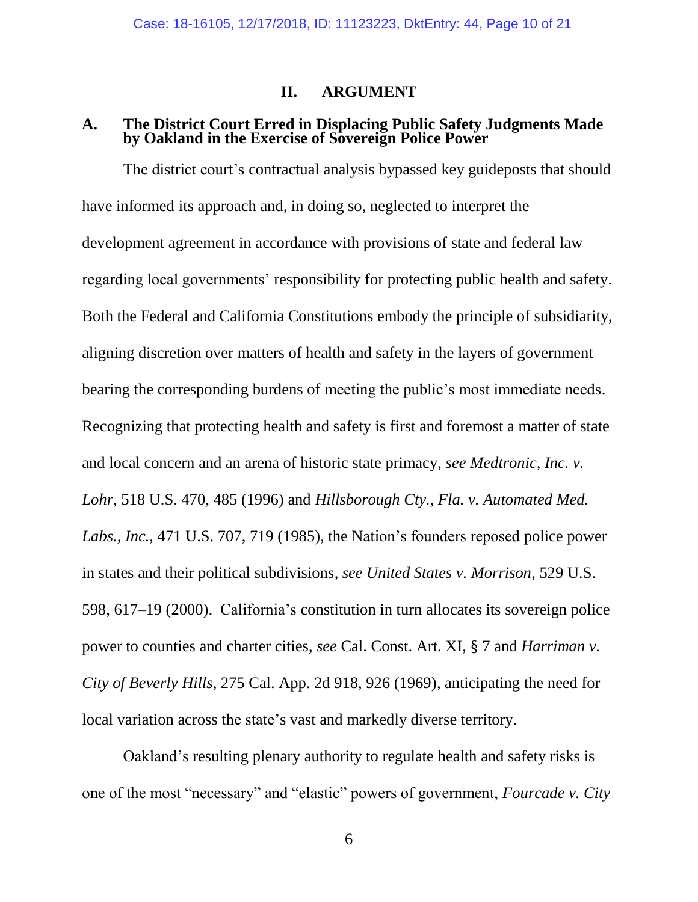## II. ARGUMENT

### A. The District Court Erred in Displacing Public Safety Judgments Made by Oakland in the Exercise of Sovereign Police Power

The district court's contractual analysis bypassed key guideposts that should have informed its approach and, in doing so, neglected to interpret the development agreement in accordance with provisions of state and federal law regarding local governments' responsibility for protecting public health and safety. Both the Federal and California Constitutions embody the principle of subsidiarity, aligning discretion over matters of health and safety in the layers of government bearing the corresponding burdens of meeting the public's most immediate needs. Recognizing that protecting health and safety is first and foremost a matter of state and local concern and an arena of historic state primacy, *see Medtronic, Inc. v. Lohr*, 518 U.S. 470, 485 (1996) and *Hillsborough Cty., Fla. v. Automated Med. Labs., Inc.*, 471 U.S. 707, 719 (1985), the Nation's founders reposed police power in states and their political subdivisions, *see United States v. Morrison*, 529 U.S. 598, 617–19 (2000). California's constitution in turn allocates its sovereign police power to counties and charter cities, *see* Cal. Const. Art. XI, § 7 and *Harriman v. City of Beverly Hills*, 275 Cal. App. 2d 918, 926 (1969), anticipating the need for local variation across the state's vast and markedly diverse territory.

Oakland's resulting plenary authority to regulate health and safety risks is one of the most "necessary" and "elastic" powers of government, *Fourcade v. City*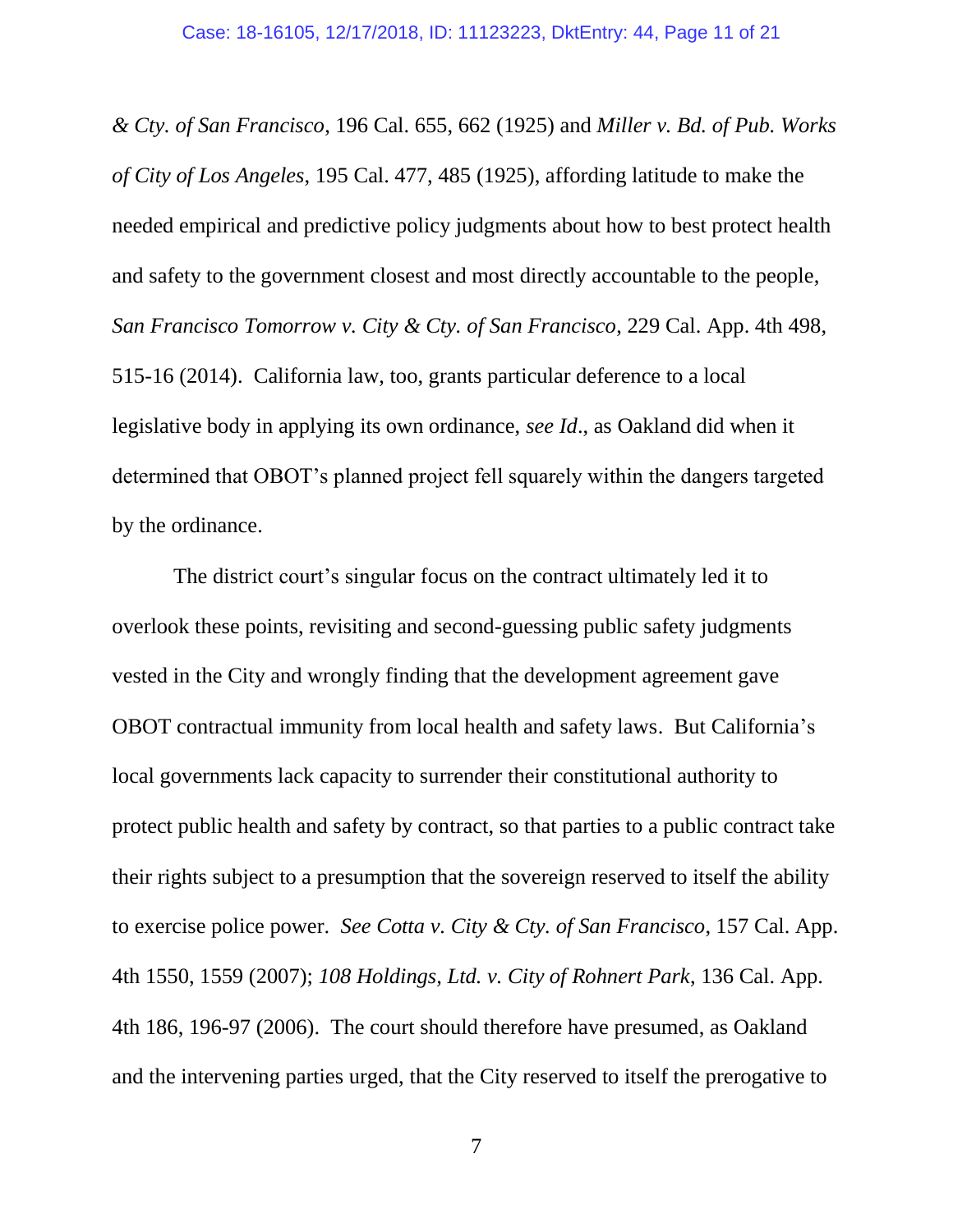*& Cty. of San Francisco*, 196 Cal. 655, 662 (1925) and *Miller v. Bd. of Pub. Works of City of Los Angeles*, 195 Cal. 477, 485 (1925), affording latitude to make the needed empirical and predictive policy judgments about how to best protect health and safety to the government closest and most directly accountable to the people, *San Francisco Tomorrow v. City & Cty. of San Francisco*, 229 Cal. App. 4th 498, 515-16 (2014). California law, too, grants particular deference to a local legislative body in applying its own ordinance, *see Id*., as Oakland did when it determined that OBOT's planned project fell squarely within the dangers targeted by the ordinance.

The district court's singular focus on the contract ultimately led it to overlook these points, revisiting and second-guessing public safety judgments vested in the City and wrongly finding that the development agreement gave OBOT contractual immunity from local health and safety laws. But California's local governments lack capacity to surrender their constitutional authority to protect public health and safety by contract, so that parties to a public contract take their rights subject to a presumption that the sovereign reserved to itself the ability to exercise police power. *See Cotta v. City & Cty. of San Francisco*, 157 Cal. App. 4th 1550, 1559 (2007); *108 Holdings, Ltd. v. City of Rohnert Park*, 136 Cal. App. 4th 186, 196-97 (2006). The court should therefore have presumed, as Oakland and the intervening parties urged, that the City reserved to itself the prerogative to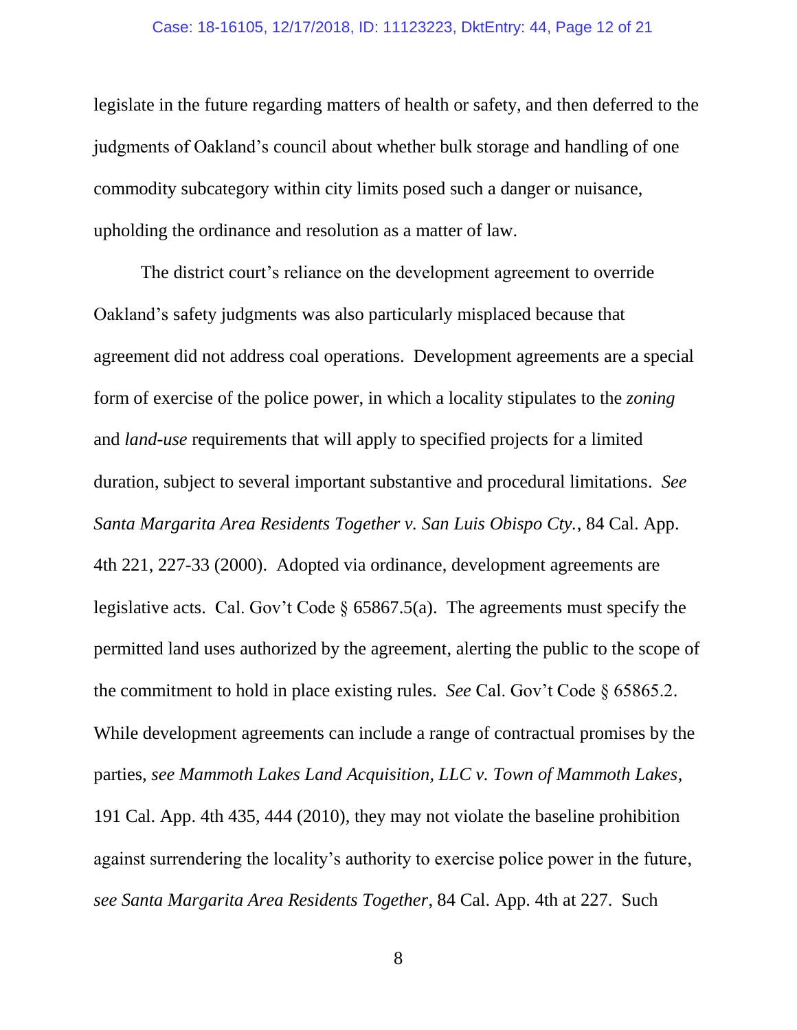legislate in the future regarding matters of health or safety, and then deferred to the judgments of Oakland's council about whether bulk storage and handling of one commodity subcategory within city limits posed such a danger or nuisance, upholding the ordinance and resolution as a matter of law.

The district court's reliance on the development agreement to override Oakland's safety judgments was also particularly misplaced because that agreement did not address coal operations. Development agreements are a special form of exercise of the police power, in which a locality stipulates to the *zoning* and *land-use* requirements that will apply to specified projects for a limited duration, subject to several important substantive and procedural limitations. *See Santa Margarita Area Residents Together v. San Luis Obispo Cty.*, 84 Cal. App. 4th 221, 227-33 (2000). Adopted via ordinance, development agreements are legislative acts. Cal. Gov't Code § 65867.5(a). The agreements must specify the permitted land uses authorized by the agreement, alerting the public to the scope of the commitment to hold in place existing rules. *See* Cal. Gov't Code § 65865.2. While development agreements can include a range of contractual promises by the parties, *see Mammoth Lakes Land Acquisition, LLC v. Town of Mammoth Lakes*, 191 Cal. App. 4th 435, 444 (2010), they may not violate the baseline prohibition against surrendering the locality's authority to exercise police power in the future, *see Santa Margarita Area Residents Together*, 84 Cal. App. 4th at 227. Such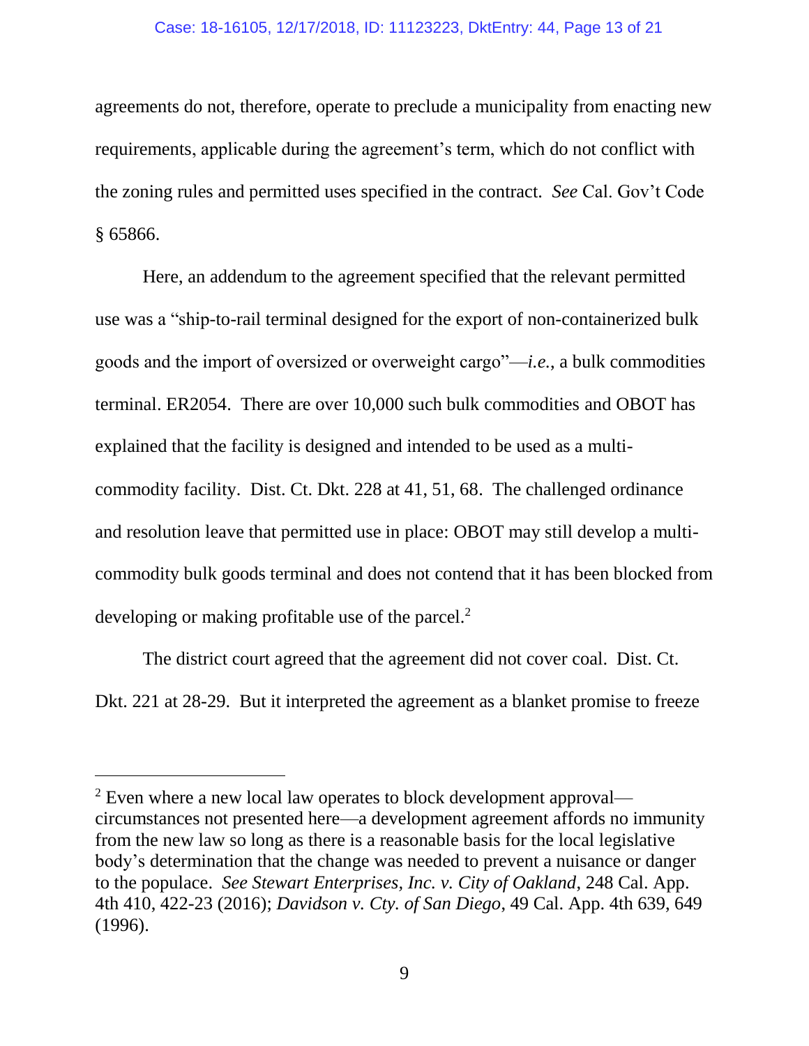agreements do not, therefore, operate to preclude a municipality from enacting new requirements, applicable during the agreement's term, which do not conflict with the zoning rules and permitted uses specified in the contract. *See* Cal. Gov't Code § 65866.

Here, an addendum to the agreement specified that the relevant permitted use was a "ship-to-rail terminal designed for the export of non-containerized bulk goods and the import of oversized or overweight cargo"—*i.e.*, a bulk commodities terminal. ER2054. There are over 10,000 such bulk commodities and OBOT has explained that the facility is designed and intended to be used as a multi-commodity facility. Dist. Ct. Dkt. 228 at 41, 51, 68. The challenged ordinance and resolution leave that permitted use in place: OBOT may still develop a multi-commodity bulk goods terminal and does not contend that it has been blocked from developing or making profitable use of the parcel.[2]

The district court agreed that the agreement did not cover coal. Dist. Ct. Dkt. 221 at 28-29. But it interpreted the agreement as a blanket promise to freeze

---

[2] Even where a new local law operates to block development approval—circumstances not presented here—a development agreement affords no immunity from the new law so long as there is a reasonable basis for the local legislative body's determination that the change was needed to prevent a nuisance or danger to the populace. *See Stewart Enterprises, Inc. v. City of Oakland*, 248 Cal. App. 4th 410, 422-23 (2016); *Davidson v. Cty. of San Diego*, 49 Cal. App. 4th 639, 649 (1996).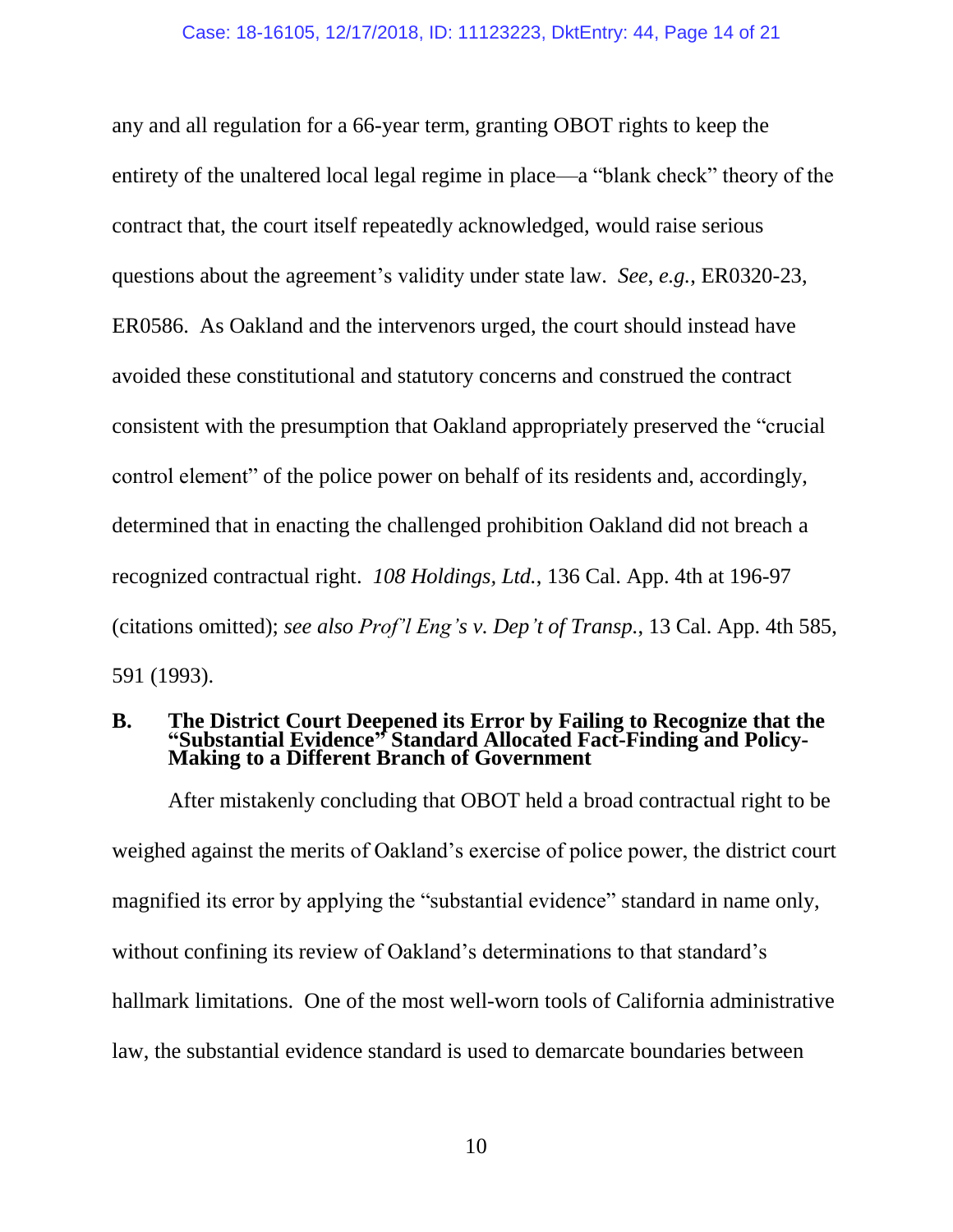any and all regulation for a 66-year term, granting OBOT rights to keep the entirety of the unaltered local legal regime in place—a "blank check" theory of the contract that, the court itself repeatedly acknowledged, would raise serious questions about the agreement's validity under state law. *See*, *e.g.*, ER0320-23, ER0586. As Oakland and the intervenors urged, the court should instead have avoided these constitutional and statutory concerns and construed the contract consistent with the presumption that Oakland appropriately preserved the "crucial control element" of the police power on behalf of its residents and, accordingly, determined that in enacting the challenged prohibition Oakland did not breach a recognized contractual right. *108 Holdings, Ltd.*, 136 Cal. App. 4th at 196-97 (citations omitted); *see also Prof'l Eng's v. Dep't of Transp.*, 13 Cal. App. 4th 585, 591 (1993).

### B. The District Court Deepened its Error by Failing to Recognize that the "Substantial Evidence" Standard Allocated Fact-Finding and Policy-Making to a Different Branch of Government

After mistakenly concluding that OBOT held a broad contractual right to be weighed against the merits of Oakland's exercise of police power, the district court magnified its error by applying the "substantial evidence" standard in name only, without confining its review of Oakland's determinations to that standard's hallmark limitations. One of the most well-worn tools of California administrative law, the substantial evidence standard is used to demarcate boundaries between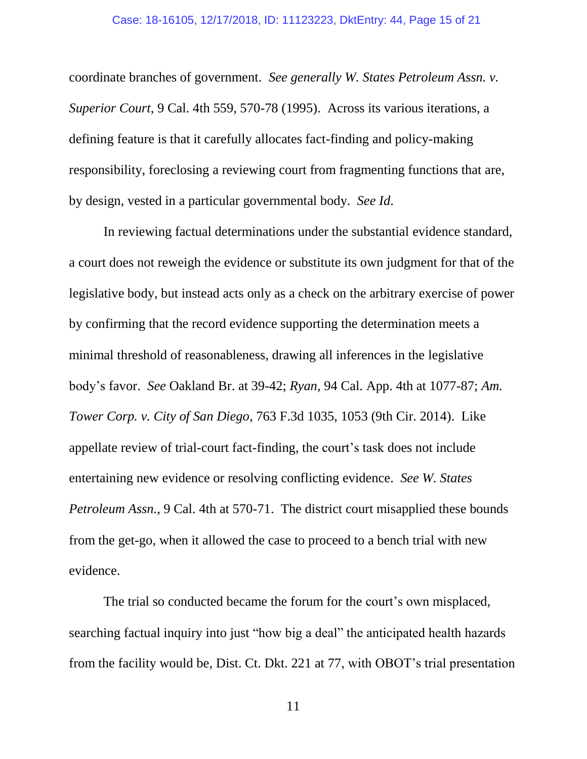coordinate branches of government. *See generally W. States Petroleum Assn. v. Superior Court*, 9 Cal. 4th 559, 570-78 (1995). Across its various iterations, a defining feature is that it carefully allocates fact-finding and policy-making responsibility, foreclosing a reviewing court from fragmenting functions that are, by design, vested in a particular governmental body. *See Id.*

In reviewing factual determinations under the substantial evidence standard, a court does not reweigh the evidence or substitute its own judgment for that of the legislative body, but instead acts only as a check on the arbitrary exercise of power by confirming that the record evidence supporting the determination meets a minimal threshold of reasonableness, drawing all inferences in the legislative body's favor. *See* Oakland Br. at 39-42; *Ryan*, 94 Cal. App. 4th at 1077-87; *Am. Tower Corp. v. City of San Diego*, 763 F.3d 1035, 1053 (9th Cir. 2014). Like appellate review of trial-court fact-finding, the court's task does not include entertaining new evidence or resolving conflicting evidence. *See W. States Petroleum Assn.*, 9 Cal. 4th at 570-71. The district court misapplied these bounds from the get-go, when it allowed the case to proceed to a bench trial with new evidence.

The trial so conducted became the forum for the court's own misplaced, searching factual inquiry into just "how big a deal" the anticipated health hazards from the facility would be, Dist. Ct. Dkt. 221 at 77, with OBOT's trial presentation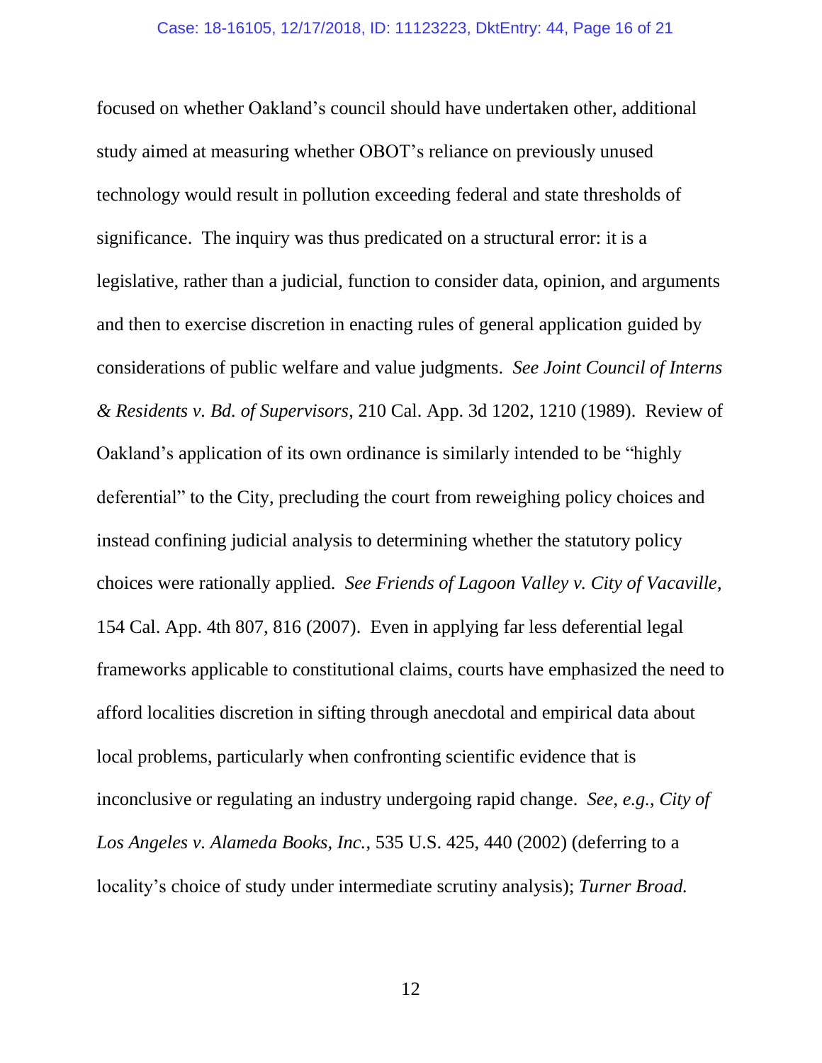focused on whether Oakland's council should have undertaken other, additional study aimed at measuring whether OBOT's reliance on previously unused technology would result in pollution exceeding federal and state thresholds of significance. The inquiry was thus predicated on a structural error: it is a legislative, rather than a judicial, function to consider data, opinion, and arguments and then to exercise discretion in enacting rules of general application guided by considerations of public welfare and value judgments. *See Joint Council of Interns & Residents v. Bd. of Supervisors*, 210 Cal. App. 3d 1202, 1210 (1989). Review of Oakland's application of its own ordinance is similarly intended to be "highly deferential" to the City, precluding the court from reweighing policy choices and instead confining judicial analysis to determining whether the statutory policy choices were rationally applied. *See Friends of Lagoon Valley v. City of Vacaville*, 154 Cal. App. 4th 807, 816 (2007). Even in applying far less deferential legal frameworks applicable to constitutional claims, courts have emphasized the need to afford localities discretion in sifting through anecdotal and empirical data about local problems, particularly when confronting scientific evidence that is inconclusive or regulating an industry undergoing rapid change. *See, e.g.*, *City of Los Angeles v. Alameda Books, Inc.*, 535 U.S. 425, 440 (2002) (deferring to a locality's choice of study under intermediate scrutiny analysis); *Turner Broad.*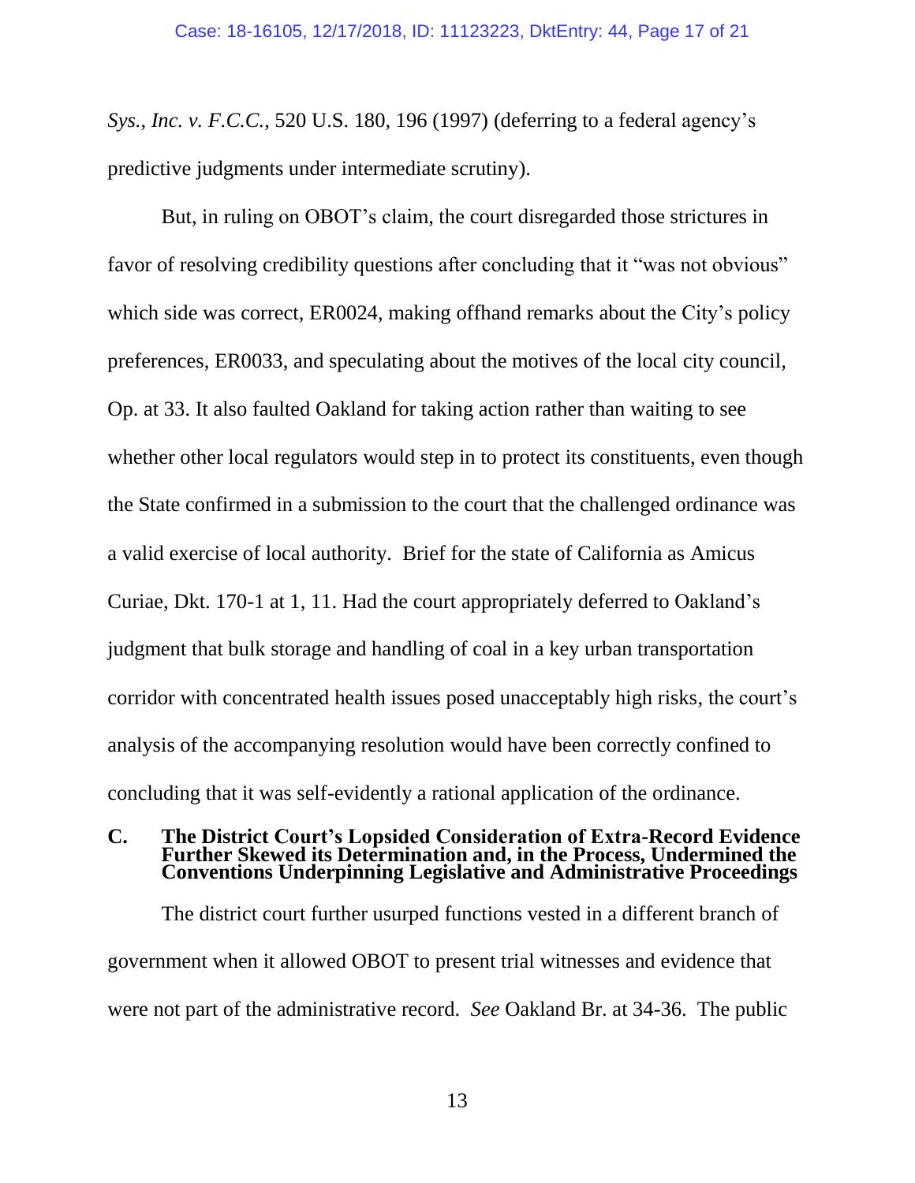*Sys., Inc. v. F.C.C.*, 520 U.S. 180, 196 (1997) (deferring to a federal agency's predictive judgments under intermediate scrutiny).

But, in ruling on OBOT's claim, the court disregarded those strictures in favor of resolving credibility questions after concluding that it "was not obvious" which side was correct, ER0024, making offhand remarks about the City's policy preferences, ER0033, and speculating about the motives of the local city council, Op. at 33. It also faulted Oakland for taking action rather than waiting to see whether other local regulators would step in to protect its constituents, even though the State confirmed in a submission to the court that the challenged ordinance was a valid exercise of local authority. Brief for the state of California as Amicus Curiae, Dkt. 170-1 at 1, 11. Had the court appropriately deferred to Oakland's judgment that bulk storage and handling of coal in a key urban transportation corridor with concentrated health issues posed unacceptably high risks, the court's analysis of the accompanying resolution would have been correctly confined to concluding that it was self-evidently a rational application of the ordinance.

### C. The District Court's Lopsided Consideration of Extra-Record Evidence Further Skewed its Determination and, in the Process, Undermined the Conventions Underpinning Legislative and Administrative Proceedings

The district court further usurped functions vested in a different branch of government when it allowed OBOT to present trial witnesses and evidence that were not part of the administrative record. *See* Oakland Br. at 34-36. The public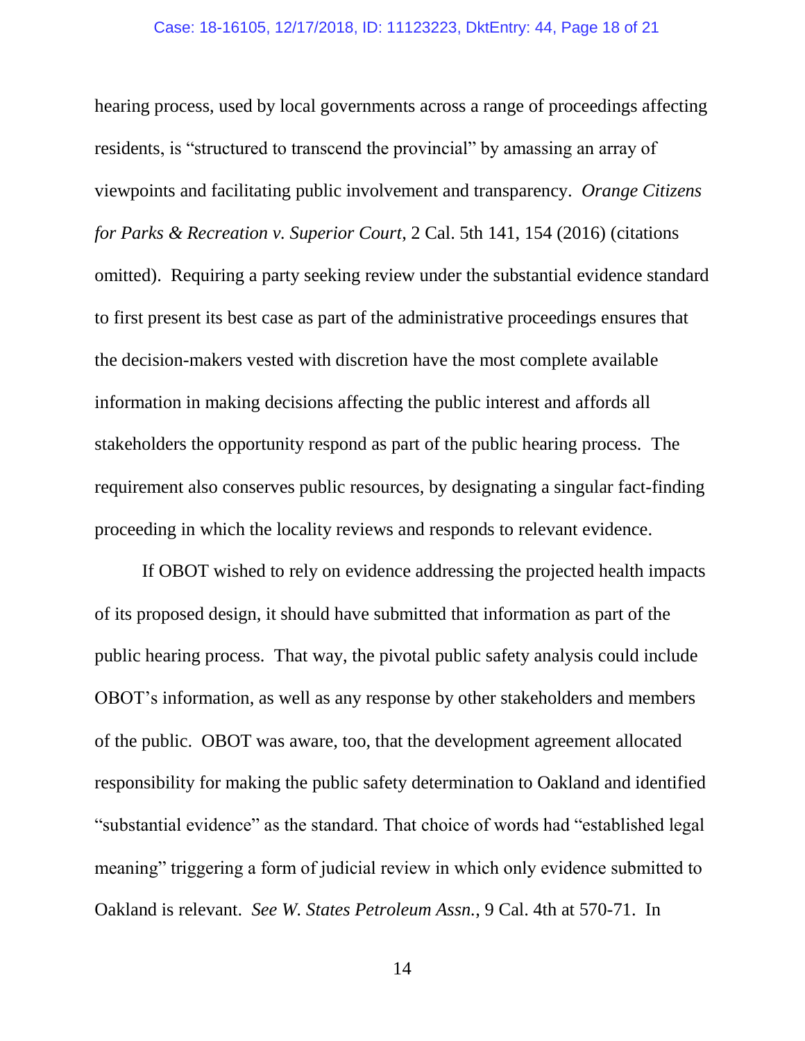hearing process, used by local governments across a range of proceedings affecting residents, is "structured to transcend the provincial" by amassing an array of viewpoints and facilitating public involvement and transparency. *Orange Citizens for Parks & Recreation v. Superior Court*, 2 Cal. 5th 141, 154 (2016) (citations omitted). Requiring a party seeking review under the substantial evidence standard to first present its best case as part of the administrative proceedings ensures that the decision-makers vested with discretion have the most complete available information in making decisions affecting the public interest and affords all stakeholders the opportunity respond as part of the public hearing process. The requirement also conserves public resources, by designating a singular fact-finding proceeding in which the locality reviews and responds to relevant evidence.

If OBOT wished to rely on evidence addressing the projected health impacts of its proposed design, it should have submitted that information as part of the public hearing process. That way, the pivotal public safety analysis could include OBOT's information, as well as any response by other stakeholders and members of the public. OBOT was aware, too, that the development agreement allocated responsibility for making the public safety determination to Oakland and identified "substantial evidence" as the standard. That choice of words had "established legal meaning" triggering a form of judicial review in which only evidence submitted to Oakland is relevant. *See W. States Petroleum Assn.*, 9 Cal. 4th at 570-71. In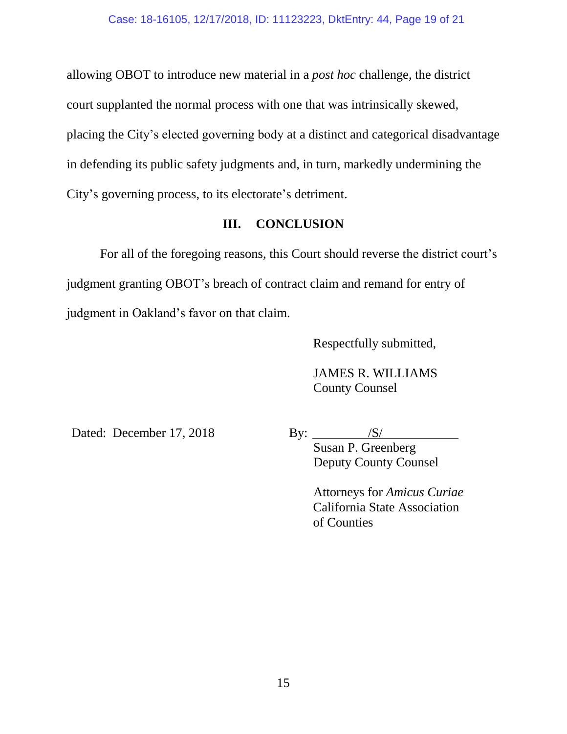allowing OBOT to introduce new material in a *post hoc* challenge, the district court supplanted the normal process with one that was intrinsically skewed, placing the City's elected governing body at a distinct and categorical disadvantage in defending its public safety judgments and, in turn, markedly undermining the City's governing process, to its electorate's detriment.

## III. CONCLUSION

For all of the foregoing reasons, this Court should reverse the district court's judgment granting OBOT's breach of contract claim and remand for entry of judgment in Oakland's favor on that claim.

Respectfully submitted,

JAMES R. WILLIAMS
County Counsel

Dated: December 17, 2018

By: /S/
Susan P. Greenberg
Deputy County Counsel

Attorneys for *Amicus Curiae*
California State Association of Counties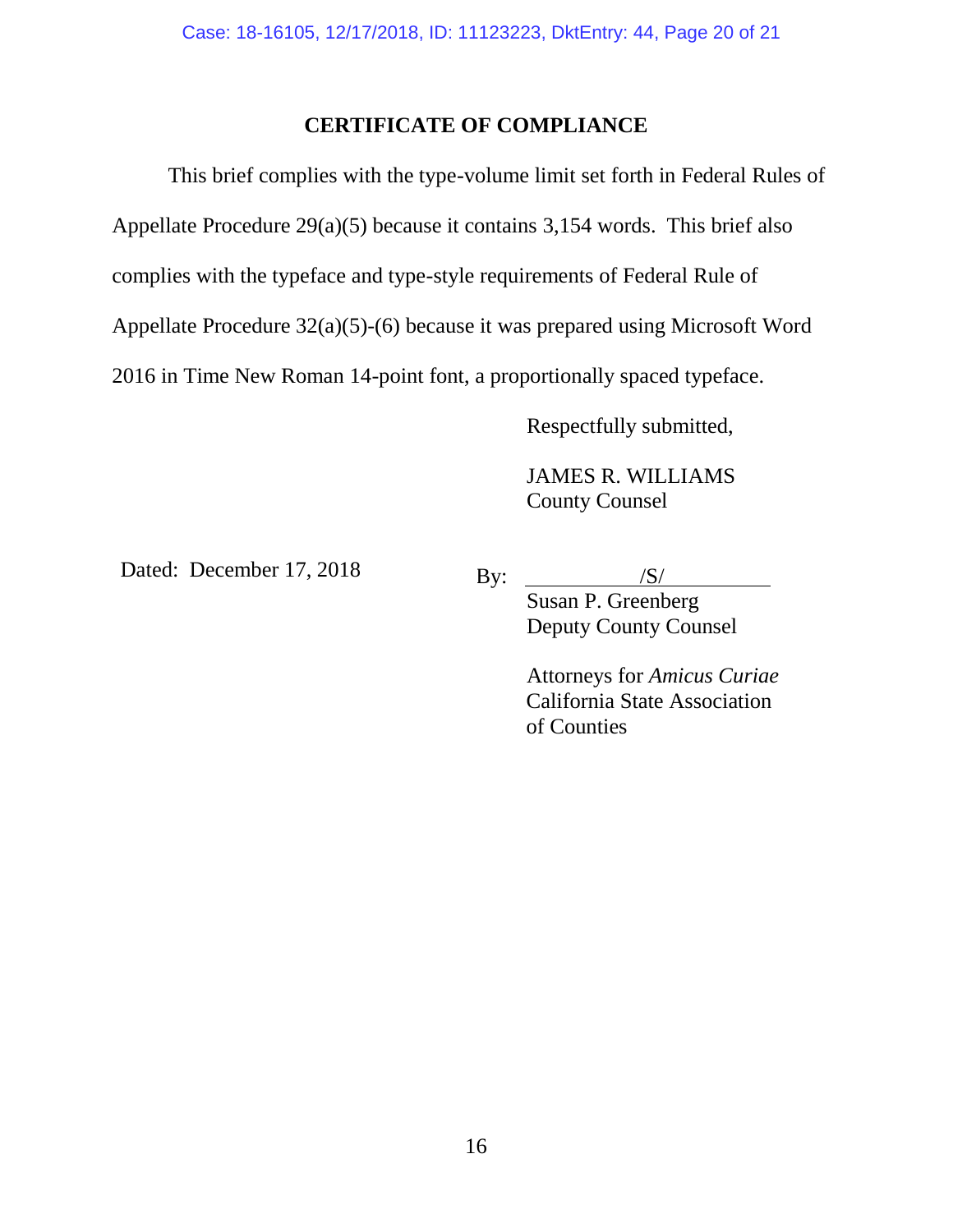## CERTIFICATE OF COMPLIANCE

This brief complies with the type-volume limit set forth in Federal Rules of Appellate Procedure 29(a)(5) because it contains 3,154 words. This brief also complies with the typeface and type-style requirements of Federal Rule of Appellate Procedure 32(a)(5)-(6) because it was prepared using Microsoft Word 2016 in Time New Roman 14-point font, a proportionally spaced typeface.

Respectfully submitted,

JAMES R. WILLIAMS
County Counsel

Dated: December 17, 2018

By: /S/
Susan P. Greenberg
Deputy County Counsel

Attorneys for *Amicus Curiae*
California State Association
of Counties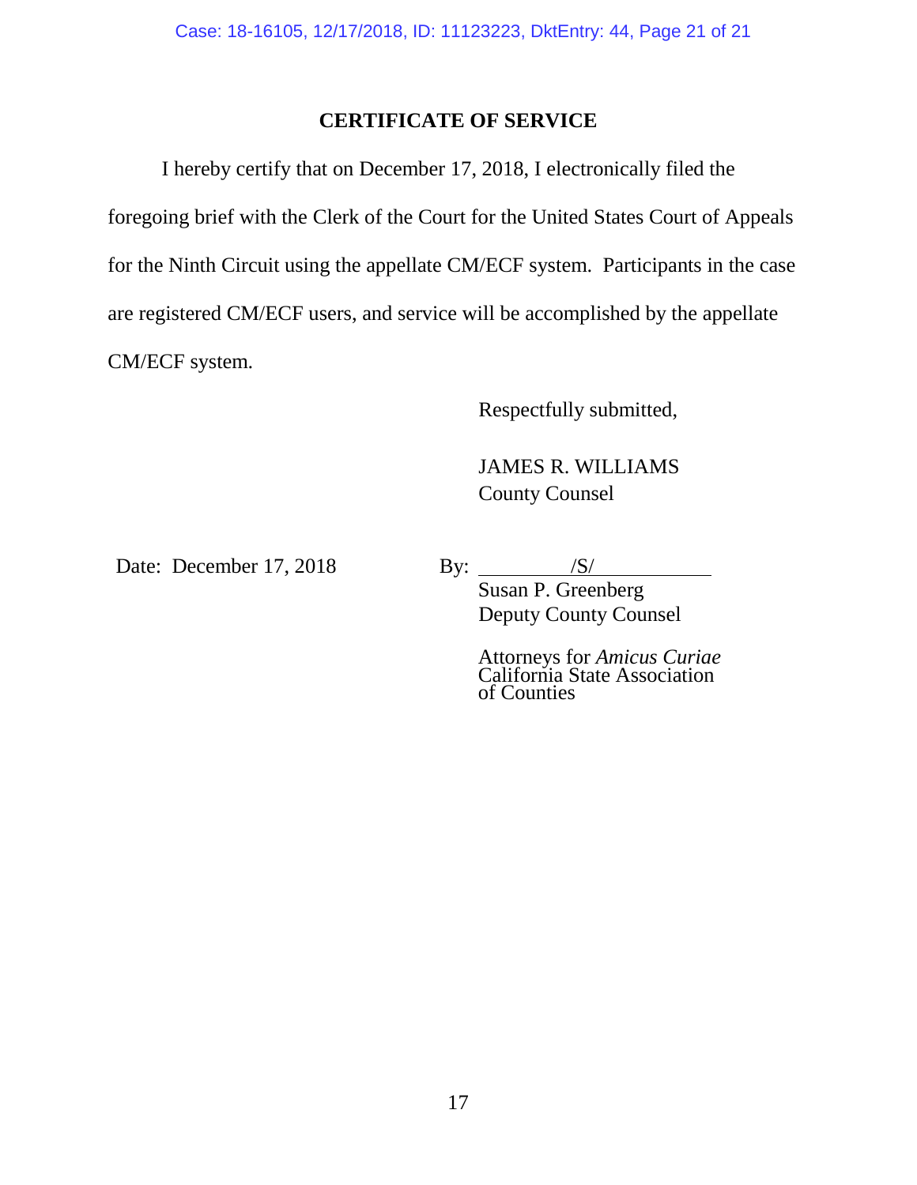## CERTIFICATE OF SERVICE

I hereby certify that on December 17, 2018, I electronically filed the foregoing brief with the Clerk of the Court for the United States Court of Appeals for the Ninth Circuit using the appellate CM/ECF system. Participants in the case are registered CM/ECF users, and service will be accomplished by the appellate CM/ECF system.

Respectfully submitted,

JAMES R. WILLIAMS
County Counsel

Date: December 17, 2018

By: /S/
Susan P. Greenberg
Deputy County Counsel

Attorneys for *Amicus Curiae*
California State Association of Counties